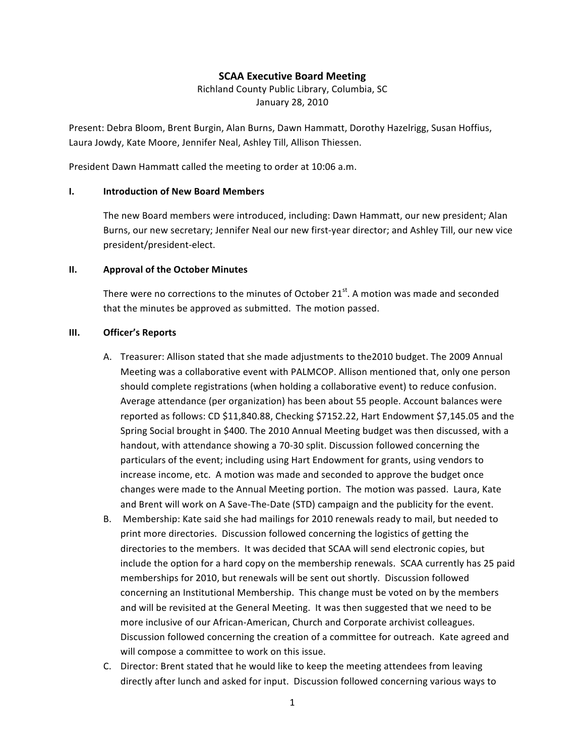# SCAA Executive Board Meeting

Richland County Public Library, Columbia, SC
January 28, 2010

Present: Debra Bloom, Brent Burgin, Alan Burns, Dawn Hammatt, Dorothy Hazelrigg, Susan Hoffius, Laura Jowdy, Kate Moore, Jennifer Neal, Ashley Till, Allison Thiessen.

President Dawn Hammatt called the meeting to order at 10:06 a.m.

## I. Introduction of New Board Members

The new Board members were introduced, including: Dawn Hammatt, our new president; Alan Burns, our new secretary; Jennifer Neal our new first-year director; and Ashley Till, our new vice president/president-elect.

## II. Approval of the October Minutes

There were no corrections to the minutes of October 21st. A motion was made and seconded that the minutes be approved as submitted. The motion passed.

## III. Officer's Reports

A. Treasurer: Allison stated that she made adjustments to the2010 budget. The 2009 Annual Meeting was a collaborative event with PALMCOP. Allison mentioned that, only one person should complete registrations (when holding a collaborative event) to reduce confusion. Average attendance (per organization) has been about 55 people. Account balances were reported as follows: CD $11,840.88, Checking $7152.22, Hart Endowment $7,145.05 and the Spring Social brought in $400. The 2010 Annual Meeting budget was then discussed, with a handout, with attendance showing a 70-30 split. Discussion followed concerning the particulars of the event; including using Hart Endowment for grants, using vendors to increase income, etc. A motion was made and seconded to approve the budget once changes were made to the Annual Meeting portion. The motion was passed. Laura, Kate and Brent will work on A Save-The-Date (STD) campaign and the publicity for the event.

B. Membership: Kate said she had mailings for 2010 renewals ready to mail, but needed to print more directories. Discussion followed concerning the logistics of getting the directories to the members. It was decided that SCAA will send electronic copies, but include the option for a hard copy on the membership renewals. SCAA currently has 25 paid memberships for 2010, but renewals will be sent out shortly. Discussion followed concerning an Institutional Membership. This change must be voted on by the members and will be revisited at the General Meeting. It was then suggested that we need to be more inclusive of our African-American, Church and Corporate archivist colleagues. Discussion followed concerning the creation of a committee for outreach. Kate agreed and will compose a committee to work on this issue.

C. Director: Brent stated that he would like to keep the meeting attendees from leaving directly after lunch and asked for input. Discussion followed concerning various ways to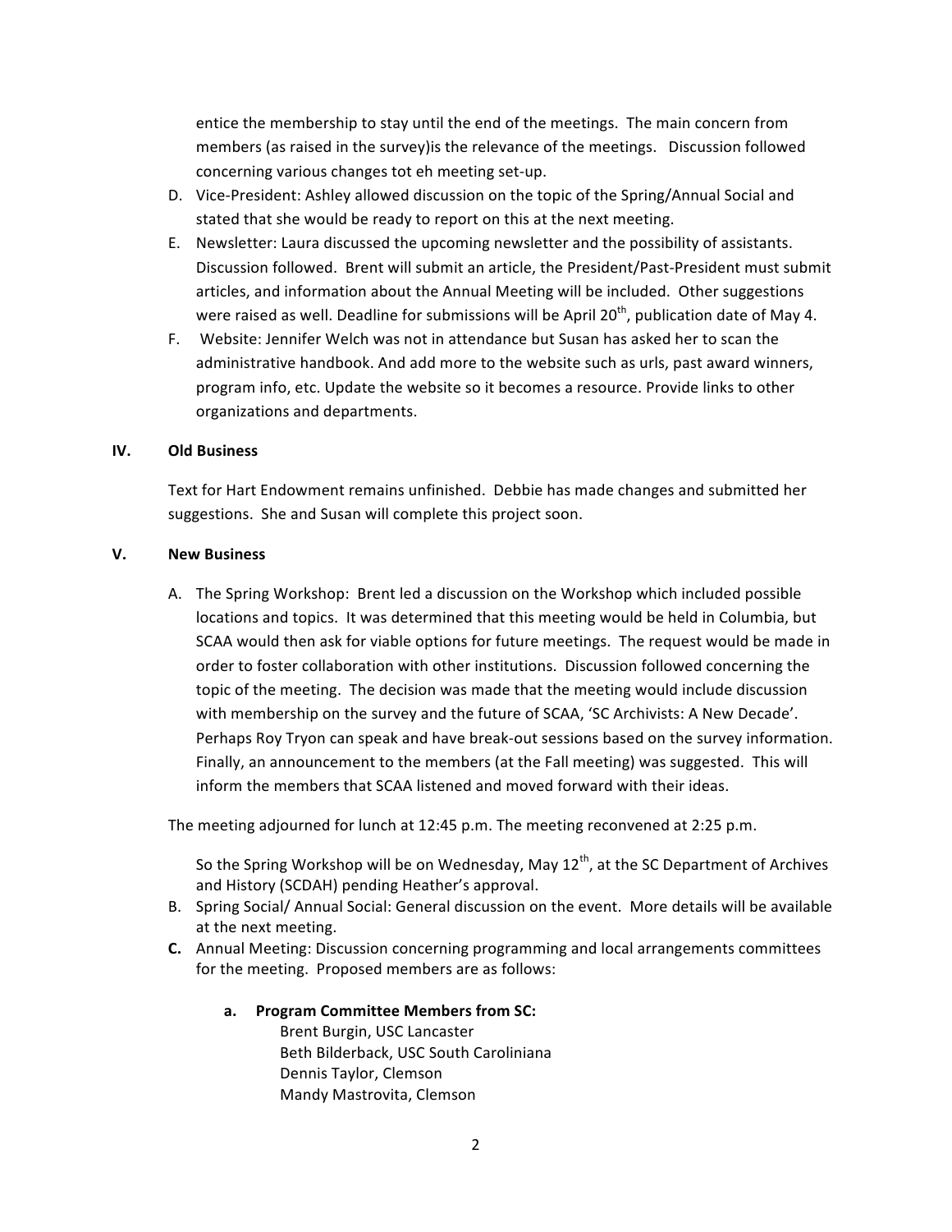entice the membership to stay until the end of the meetings. The main concern from members (as raised in the survey)is the relevance of the meetings. Discussion followed concerning various changes tot eh meeting set-up.

D. Vice-President: Ashley allowed discussion on the topic of the Spring/Annual Social and stated that she would be ready to report on this at the next meeting.

E. Newsletter: Laura discussed the upcoming newsletter and the possibility of assistants. Discussion followed. Brent will submit an article, the President/Past-President must submit articles, and information about the Annual Meeting will be included. Other suggestions were raised as well. Deadline for submissions will be April 20th, publication date of May 4.

F. Website: Jennifer Welch was not in attendance but Susan has asked her to scan the administrative handbook. And add more to the website such as urls, past award winners, program info, etc. Update the website so it becomes a resource. Provide links to other organizations and departments.

## IV. Old Business

Text for Hart Endowment remains unfinished. Debbie has made changes and submitted her suggestions. She and Susan will complete this project soon.

## V. New Business

A. The Spring Workshop: Brent led a discussion on the Workshop which included possible locations and topics. It was determined that this meeting would be held in Columbia, but SCAA would then ask for viable options for future meetings. The request would be made in order to foster collaboration with other institutions. Discussion followed concerning the topic of the meeting. The decision was made that the meeting would include discussion with membership on the survey and the future of SCAA, 'SC Archivists: A New Decade'. Perhaps Roy Tryon can speak and have break-out sessions based on the survey information. Finally, an announcement to the members (at the Fall meeting) was suggested. This will inform the members that SCAA listened and moved forward with their ideas.

The meeting adjourned for lunch at 12:45 p.m. The meeting reconvened at 2:25 p.m.

So the Spring Workshop will be on Wednesday, May 12th, at the SC Department of Archives and History (SCDAH) pending Heather's approval.

B. Spring Social/ Annual Social: General discussion on the event. More details will be available at the next meeting.

**C.** Annual Meeting: Discussion concerning programming and local arrangements committees for the meeting. Proposed members are as follows:

**a. Program Committee Members from SC:**

Brent Burgin, USC Lancaster
Beth Bilderback, USC South Caroliniana
Dennis Taylor, Clemson
Mandy Mastrovita, Clemson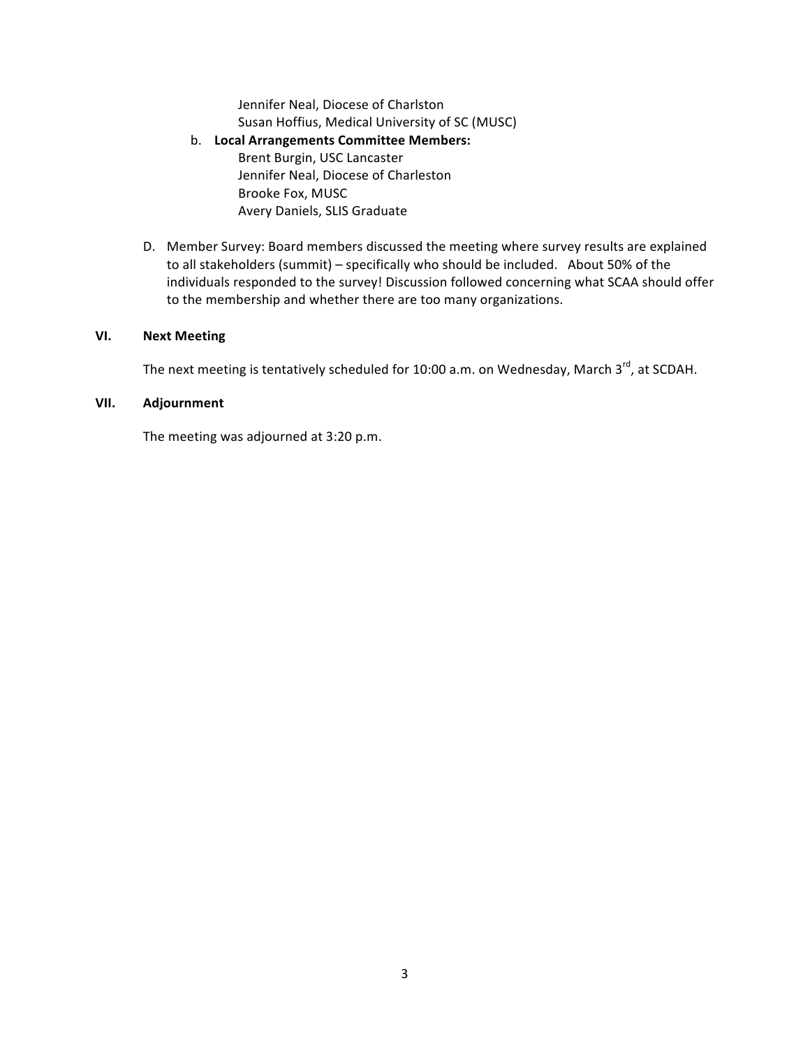Jennifer Neal, Diocese of Charlston
Susan Hoffius, Medical University of SC (MUSC)

b. **Local Arrangements Committee Members:**
Brent Burgin, USC Lancaster
Jennifer Neal, Diocese of Charleston
Brooke Fox, MUSC
Avery Daniels, SLIS Graduate

D. Member Survey: Board members discussed the meeting where survey results are explained to all stakeholders (summit) – specifically who should be included. About 50% of the individuals responded to the survey! Discussion followed concerning what SCAA should offer to the membership and whether there are too many organizations.

## VI. Next Meeting

The next meeting is tentatively scheduled for 10:00 a.m. on Wednesday, March 3rd, at SCDAH.

## VII. Adjournment

The meeting was adjourned at 3:20 p.m.